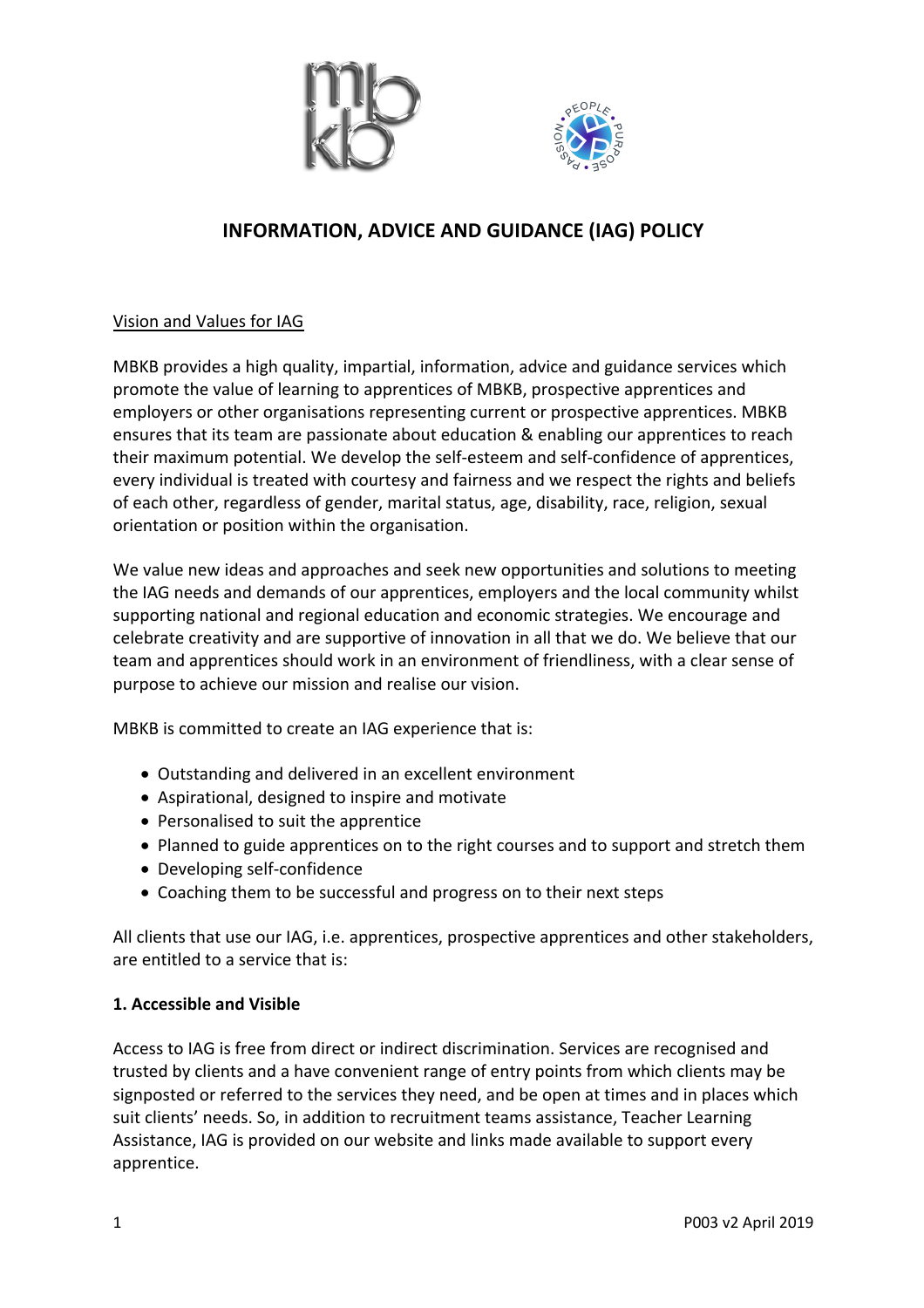# INFORMATION, ADVICE AND GUIDANCE (IAG) POLICY

## Vision and Values for IAG

MBKB provides a high quality, impartial, information, advice and guidance services which promote the value of learning to apprentices of MBKB, prospective apprentices and employers or other organisations representing current or prospective apprentices. MBKB ensures that its team are passionate about education & enabling our apprentices to reach their maximum potential. We develop the self-esteem and self-confidence of apprentices, every individual is treated with courtesy and fairness and we respect the rights and beliefs of each other, regardless of gender, marital status, age, disability, race, religion, sexual orientation or position within the organisation.

We value new ideas and approaches and seek new opportunities and solutions to meeting the IAG needs and demands of our apprentices, employers and the local community whilst supporting national and regional education and economic strategies. We encourage and celebrate creativity and are supportive of innovation in all that we do. We believe that our team and apprentices should work in an environment of friendliness, with a clear sense of purpose to achieve our mission and realise our vision.

MBKB is committed to create an IAG experience that is:

- Outstanding and delivered in an excellent environment
- Aspirational, designed to inspire and motivate
- Personalised to suit the apprentice
- Planned to guide apprentices on to the right courses and to support and stretch them
- Developing self-confidence
- Coaching them to be successful and progress on to their next steps

All clients that use our IAG, i.e. apprentices, prospective apprentices and other stakeholders, are entitled to a service that is:

### 1. Accessible and Visible

Access to IAG is free from direct or indirect discrimination. Services are recognised and trusted by clients and a have convenient range of entry points from which clients may be signposted or referred to the services they need, and be open at times and in places which suit clients' needs. So, in addition to recruitment teams assistance, Teacher Learning Assistance, IAG is provided on our website and links made available to support every apprentice.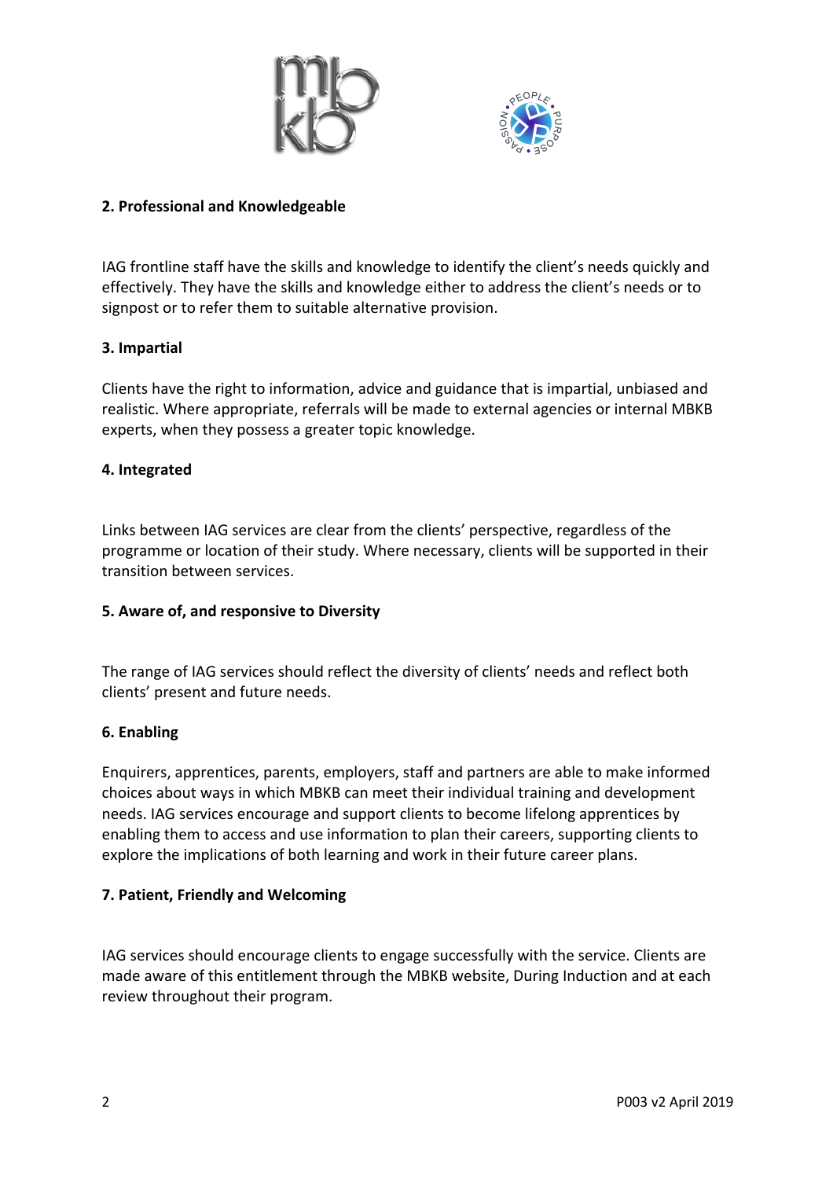**2. Professional and Knowledgeable**

IAG frontline staff have the skills and knowledge to identify the client's needs quickly and effectively. They have the skills and knowledge either to address the client's needs or to signpost or to refer them to suitable alternative provision.

**3. Impartial**

Clients have the right to information, advice and guidance that is impartial, unbiased and realistic. Where appropriate, referrals will be made to external agencies or internal MBKB experts, when they possess a greater topic knowledge.

**4. Integrated**

Links between IAG services are clear from the clients' perspective, regardless of the programme or location of their study. Where necessary, clients will be supported in their transition between services.

**5. Aware of, and responsive to Diversity**

The range of IAG services should reflect the diversity of clients' needs and reflect both clients' present and future needs.

**6. Enabling**

Enquirers, apprentices, parents, employers, staff and partners are able to make informed choices about ways in which MBKB can meet their individual training and development needs. IAG services encourage and support clients to become lifelong apprentices by enabling them to access and use information to plan their careers, supporting clients to explore the implications of both learning and work in their future career plans.

**7. Patient, Friendly and Welcoming**

IAG services should encourage clients to engage successfully with the service. Clients are made aware of this entitlement through the MBKB website, During Induction and at each review throughout their program.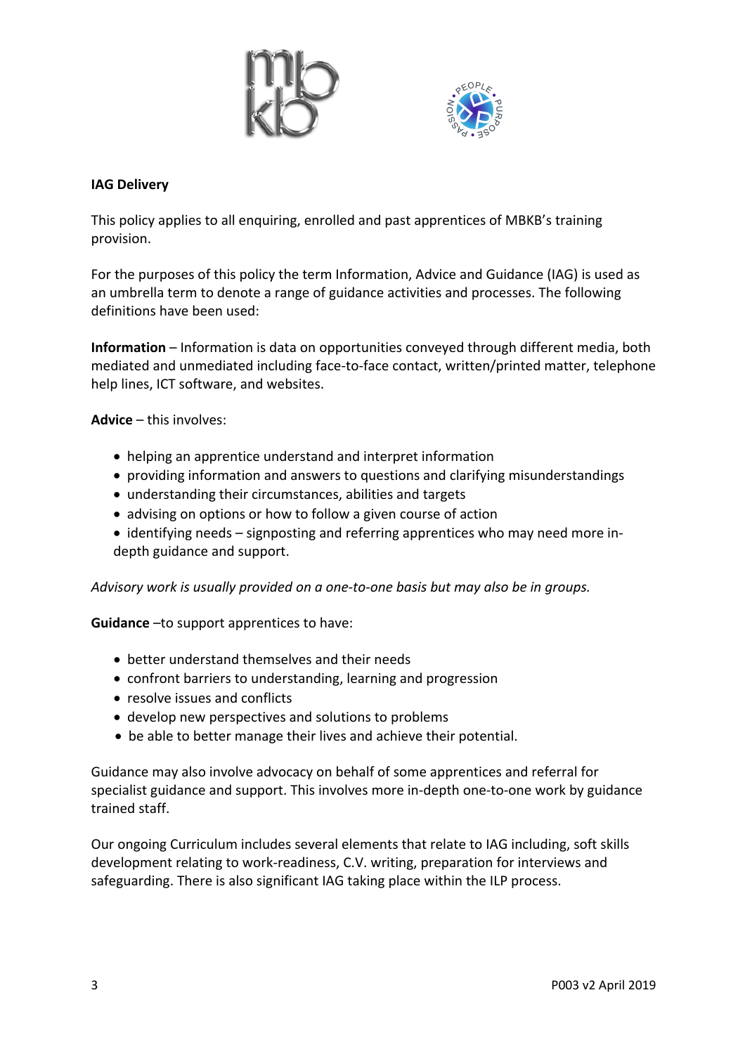**IAG Delivery**

This policy applies to all enquiring, enrolled and past apprentices of MBKB's training provision.

For the purposes of this policy the term Information, Advice and Guidance (IAG) is used as an umbrella term to denote a range of guidance activities and processes. The following definitions have been used:

**Information** – Information is data on opportunities conveyed through different media, both mediated and unmediated including face-to-face contact, written/printed matter, telephone help lines, ICT software, and websites.

**Advice** – this involves:

- helping an apprentice understand and interpret information
- providing information and answers to questions and clarifying misunderstandings
- understanding their circumstances, abilities and targets
- advising on options or how to follow a given course of action
- identifying needs – signposting and referring apprentices who may need more in-depth guidance and support.

*Advisory work is usually provided on a one-to-one basis but may also be in groups.*

**Guidance** –to support apprentices to have:

- better understand themselves and their needs
- confront barriers to understanding, learning and progression
- resolve issues and conflicts
- develop new perspectives and solutions to problems
- be able to better manage their lives and achieve their potential.

Guidance may also involve advocacy on behalf of some apprentices and referral for specialist guidance and support. This involves more in-depth one-to-one work by guidance trained staff.

Our ongoing Curriculum includes several elements that relate to IAG including, soft skills development relating to work-readiness, C.V. writing, preparation for interviews and safeguarding. There is also significant IAG taking place within the ILP process.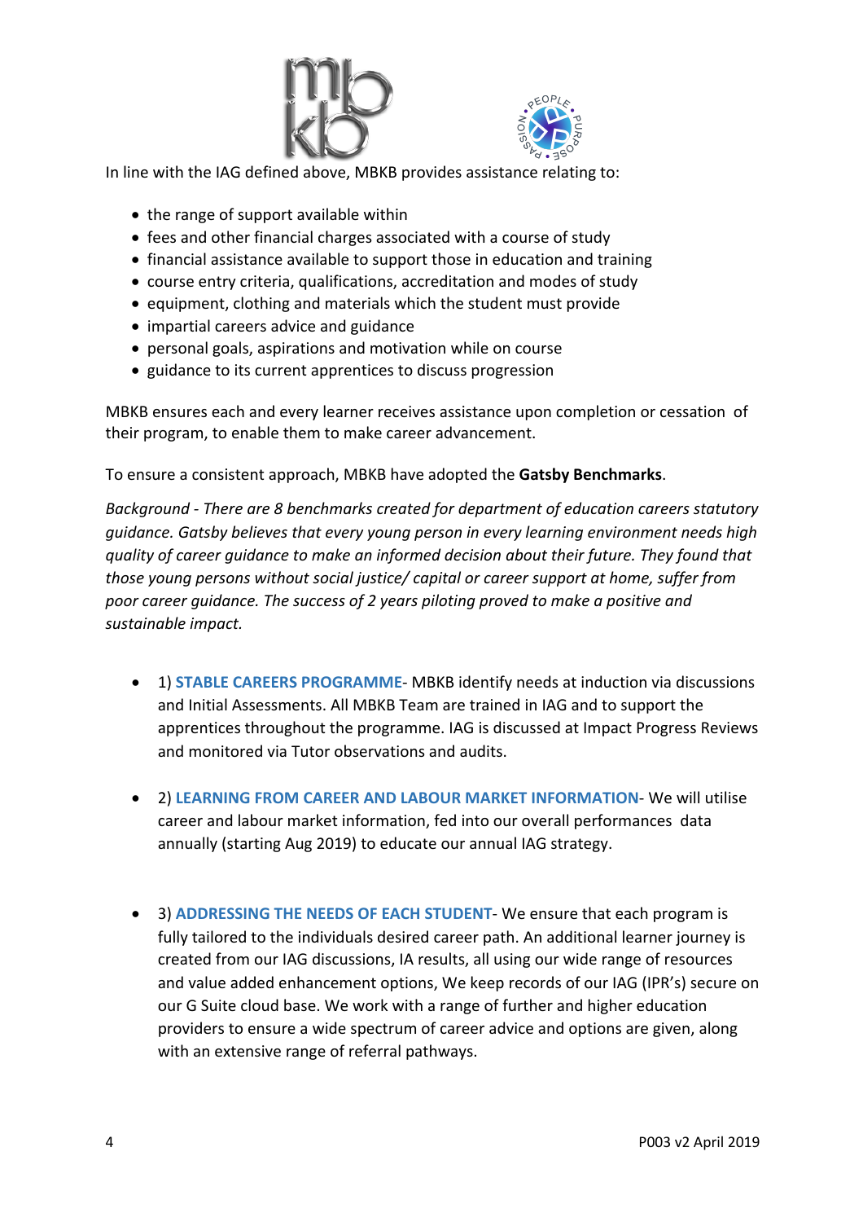In line with the IAG defined above, MBKB provides assistance relating to:

- the range of support available within
- fees and other financial charges associated with a course of study
- financial assistance available to support those in education and training
- course entry criteria, qualifications, accreditation and modes of study
- equipment, clothing and materials which the student must provide
- impartial careers advice and guidance
- personal goals, aspirations and motivation while on course
- guidance to its current apprentices to discuss progression

MBKB ensures each and every learner receives assistance upon completion or cessation of their program, to enable them to make career advancement.

To ensure a consistent approach, MBKB have adopted the **Gatsby Benchmarks**.

*Background - There are 8 benchmarks created for department of education careers statutory guidance. Gatsby believes that every young person in every learning environment needs high quality of career guidance to make an informed decision about their future. They found that those young persons without social justice/ capital or career support at home, suffer from poor career guidance. The success of 2 years piloting proved to make a positive and sustainable impact.*

- 1) **STABLE CAREERS PROGRAMME**- MBKB identify needs at induction via discussions and Initial Assessments. All MBKB Team are trained in IAG and to support the apprentices throughout the programme. IAG is discussed at Impact Progress Reviews and monitored via Tutor observations and audits.

- 2) **LEARNING FROM CAREER AND LABOUR MARKET INFORMATION**- We will utilise career and labour market information, fed into our overall performances data annually (starting Aug 2019) to educate our annual IAG strategy.

- 3) **ADDRESSING THE NEEDS OF EACH STUDENT**- We ensure that each program is fully tailored to the individuals desired career path. An additional learner journey is created from our IAG discussions, IA results, all using our wide range of resources and value added enhancement options, We keep records of our IAG (IPR's) secure on our G Suite cloud base. We work with a range of further and higher education providers to ensure a wide spectrum of career advice and options are given, along with an extensive range of referral pathways.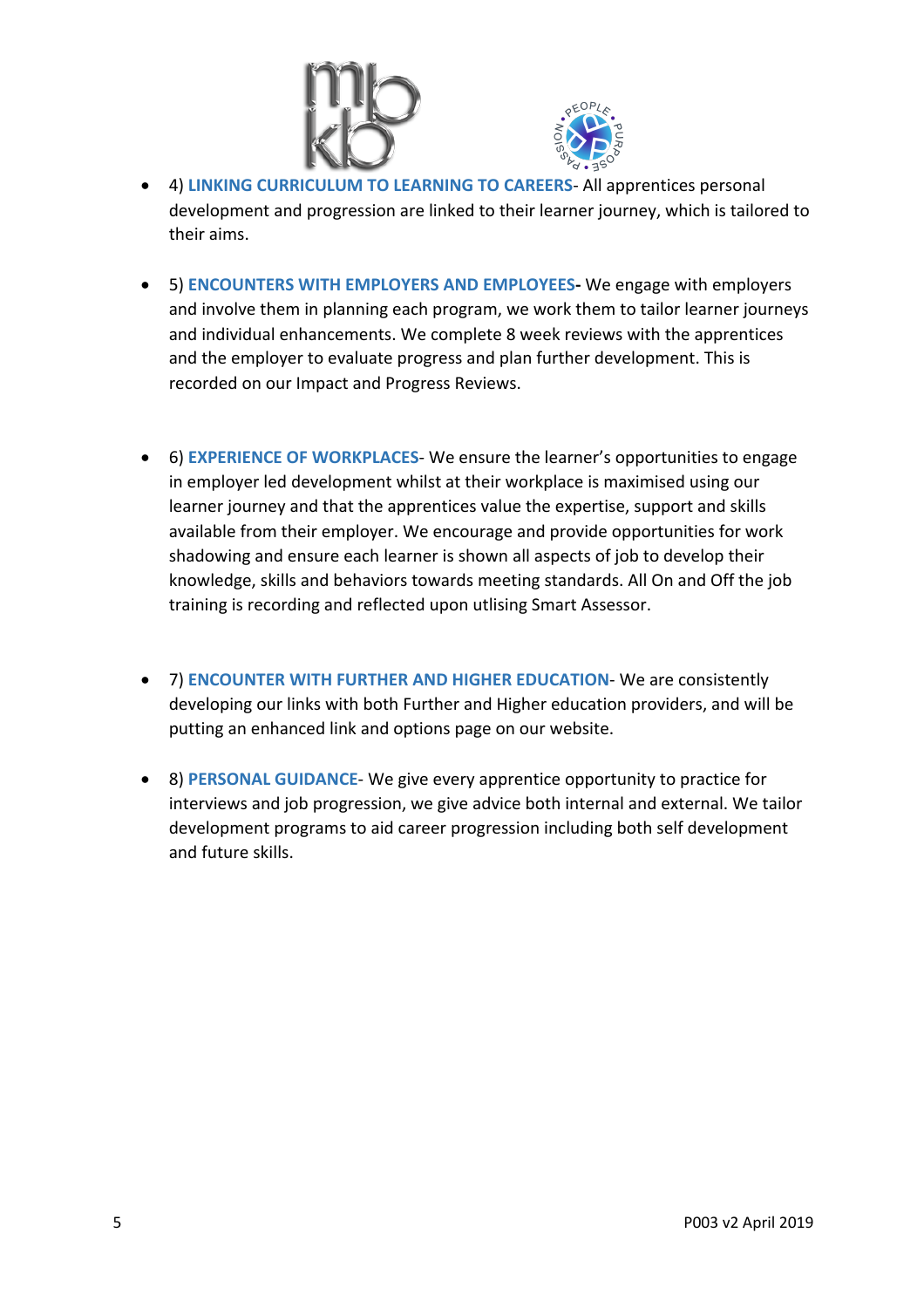- 4) **LINKING CURRICULUM TO LEARNING TO CAREERS**- All apprentices personal development and progression are linked to their learner journey, which is tailored to their aims.

- 5) **ENCOUNTERS WITH EMPLOYERS AND EMPLOYEES**- We engage with employers and involve them in planning each program, we work them to tailor learner journeys and individual enhancements. We complete 8 week reviews with the apprentices and the employer to evaluate progress and plan further development. This is recorded on our Impact and Progress Reviews.

- 6) **EXPERIENCE OF WORKPLACES**- We ensure the learner's opportunities to engage in employer led development whilst at their workplace is maximised using our learner journey and that the apprentices value the expertise, support and skills available from their employer. We encourage and provide opportunities for work shadowing and ensure each learner is shown all aspects of job to develop their knowledge, skills and behaviors towards meeting standards. All On and Off the job training is recording and reflected upon utlising Smart Assessor.

- 7) **ENCOUNTER WITH FURTHER AND HIGHER EDUCATION**- We are consistently developing our links with both Further and Higher education providers, and will be putting an enhanced link and options page on our website.

- 8) **PERSONAL GUIDANCE**- We give every apprentice opportunity to practice for interviews and job progression, we give advice both internal and external. We tailor development programs to aid career progression including both self development and future skills.